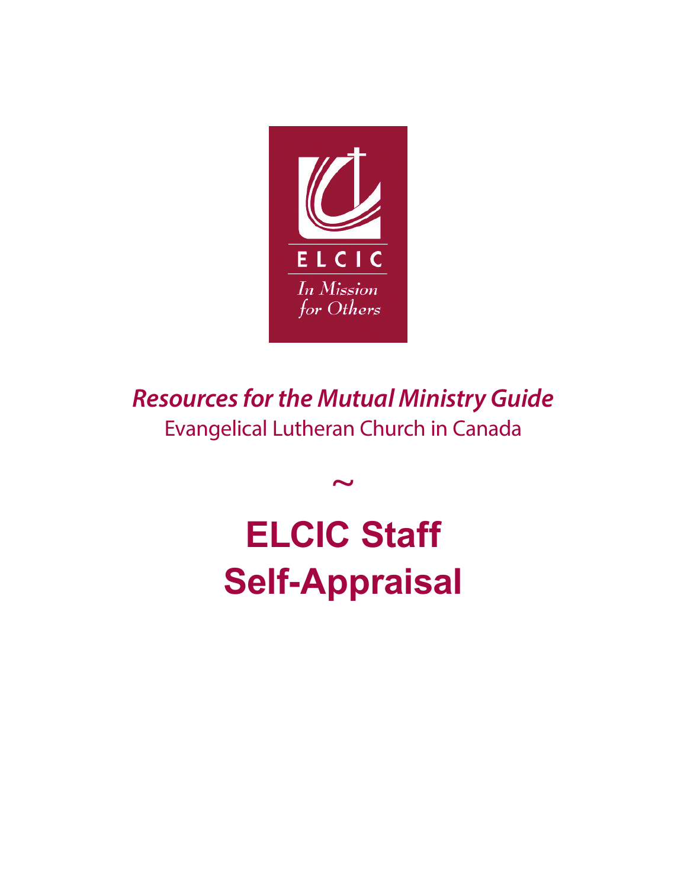ELCIC

*In Mission for Others*

***Resources for the Mutual Ministry Guide***

Evangelical Lutheran Church in Canada

~

# ELCIC Staff Self-Appraisal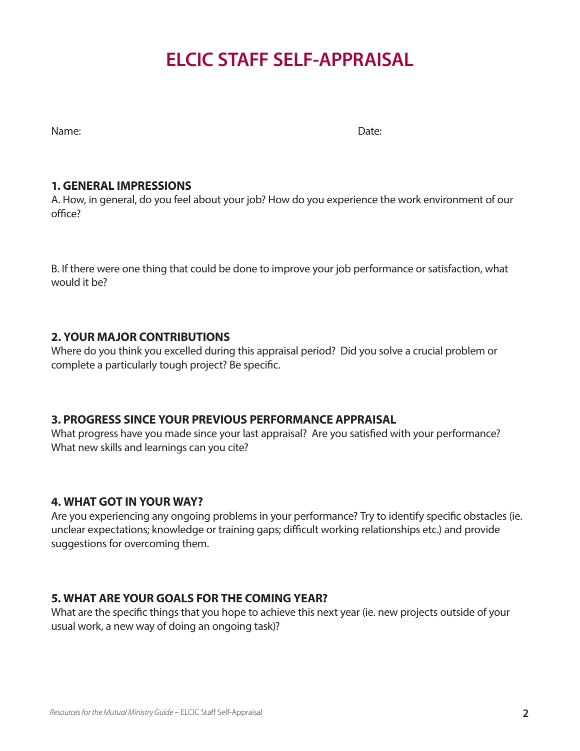# ELCIC STAFF SELF-APPRAISAL

Name: Date:

## 1. GENERAL IMPRESSIONS

A. How, in general, do you feel about your job? How do you experience the work environment of our office?

B. If there were one thing that could be done to improve your job performance or satisfaction, what would it be?

## 2. YOUR MAJOR CONTRIBUTIONS

Where do you think you excelled during this appraisal period? Did you solve a crucial problem or complete a particularly tough project? Be specific.

## 3. PROGRESS SINCE YOUR PREVIOUS PERFORMANCE APPRAISAL

What progress have you made since your last appraisal? Are you satisfied with your performance? What new skills and learnings can you cite?

## 4. WHAT GOT IN YOUR WAY?

Are you experiencing any ongoing problems in your performance? Try to identify specific obstacles (ie. unclear expectations; knowledge or training gaps; difficult working relationships etc.) and provide suggestions for overcoming them.

## 5. WHAT ARE YOUR GOALS FOR THE COMING YEAR?

What are the specific things that you hope to achieve this next year (ie. new projects outside of your usual work, a new way of doing an ongoing task)?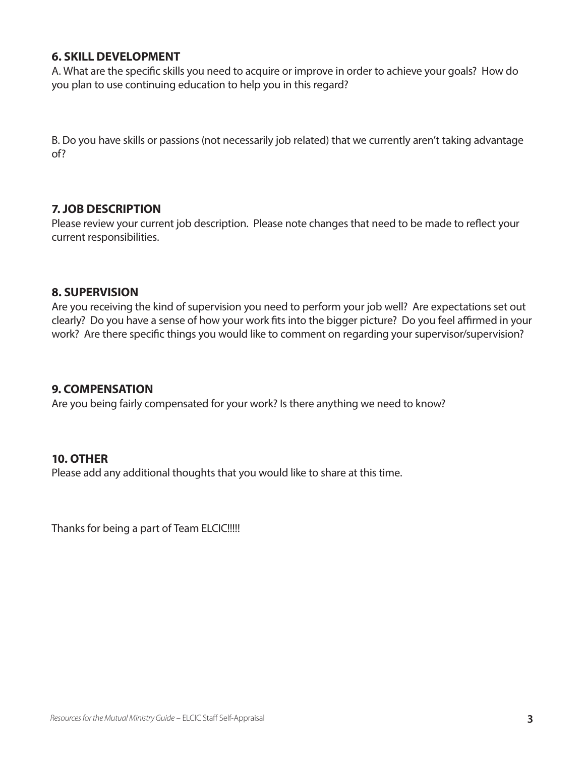## 6. SKILL DEVELOPMENT

A. What are the specific skills you need to acquire or improve in order to achieve your goals? How do you plan to use continuing education to help you in this regard?

B. Do you have skills or passions (not necessarily job related) that we currently aren't taking advantage of?

## 7. JOB DESCRIPTION

Please review your current job description. Please note changes that need to be made to reflect your current responsibilities.

## 8. SUPERVISION

Are you receiving the kind of supervision you need to perform your job well? Are expectations set out clearly? Do you have a sense of how your work fits into the bigger picture? Do you feel affirmed in your work? Are there specific things you would like to comment on regarding your supervisor/supervision?

## 9. COMPENSATION

Are you being fairly compensated for your work? Is there anything we need to know?

## 10. OTHER

Please add any additional thoughts that you would like to share at this time.

Thanks for being a part of Team ELCIC!!!!!